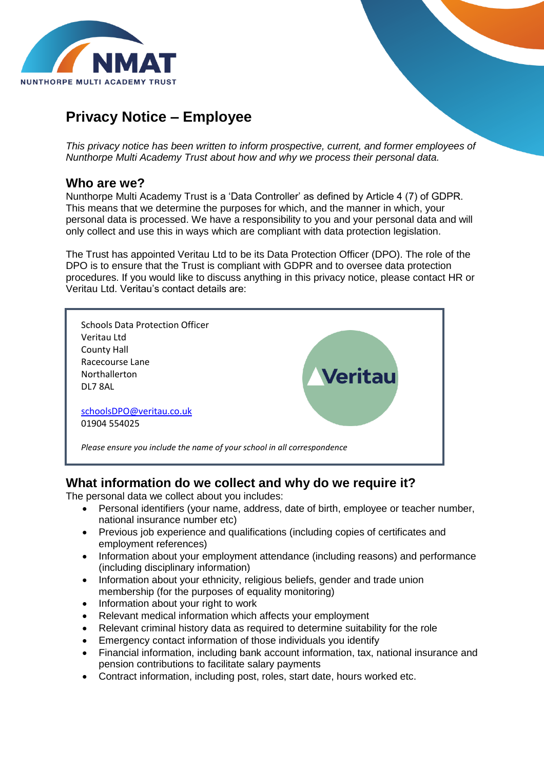# Privacy Notice – Employee

*This privacy notice has been written to inform prospective, current, and former employees of Nunthorpe Multi Academy Trust about how and why we process their personal data.*

## Who are we?

Nunthorpe Multi Academy Trust is a 'Data Controller' as defined by Article 4 (7) of GDPR. This means that we determine the purposes for which, and the manner in which, your personal data is processed. We have a responsibility to you and your personal data and will only collect and use this in ways which are compliant with data protection legislation.

The Trust has appointed Veritau Ltd to be its Data Protection Officer (DPO). The role of the DPO is to ensure that the Trust is compliant with GDPR and to oversee data protection procedures. If you would like to discuss anything in this privacy notice, please contact HR or Veritau Ltd. Veritau's contact details are:

Schools Data Protection Officer
Veritau Ltd
County Hall
Racecourse Lane
Northallerton
DL7 8AL

schoolsDPO@veritau.co.uk
01904 554025

*Please ensure you include the name of your school in all correspondence*

## What information do we collect and why do we require it?

The personal data we collect about you includes:

- Personal identifiers (your name, address, date of birth, employee or teacher number, national insurance number etc)
- Previous job experience and qualifications (including copies of certificates and employment references)
- Information about your employment attendance (including reasons) and performance (including disciplinary information)
- Information about your ethnicity, religious beliefs, gender and trade union membership (for the purposes of equality monitoring)
- Information about your right to work
- Relevant medical information which affects your employment
- Relevant criminal history data as required to determine suitability for the role
- Emergency contact information of those individuals you identify
- Financial information, including bank account information, tax, national insurance and pension contributions to facilitate salary payments
- Contract information, including post, roles, start date, hours worked etc.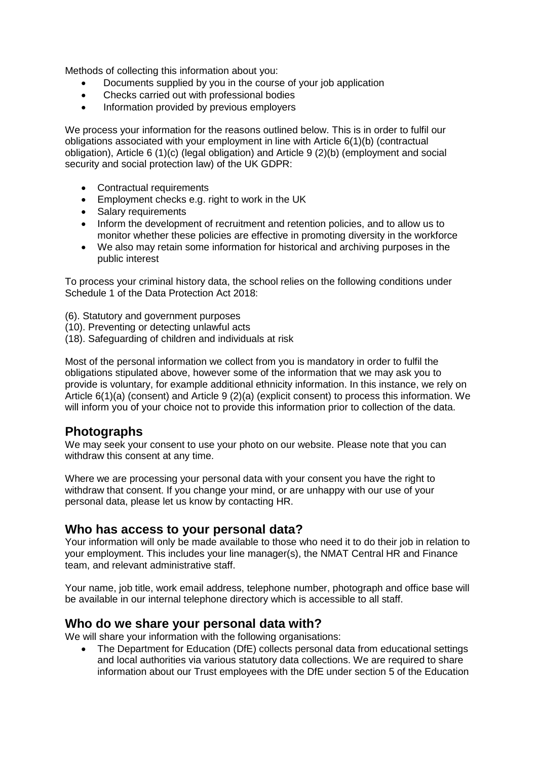Methods of collecting this information about you:

- Documents supplied by you in the course of your job application
- Checks carried out with professional bodies
- Information provided by previous employers

We process your information for the reasons outlined below. This is in order to fulfil our obligations associated with your employment in line with Article 6(1)(b) (contractual obligation), Article 6 (1)(c) (legal obligation) and Article 9 (2)(b) (employment and social security and social protection law) of the UK GDPR:

- Contractual requirements
- Employment checks e.g. right to work in the UK
- Salary requirements
- Inform the development of recruitment and retention policies, and to allow us to monitor whether these policies are effective in promoting diversity in the workforce
- We also may retain some information for historical and archiving purposes in the public interest

To process your criminal history data, the school relies on the following conditions under Schedule 1 of the Data Protection Act 2018:

(6). Statutory and government purposes
(10). Preventing or detecting unlawful acts
(18). Safeguarding of children and individuals at risk

Most of the personal information we collect from you is mandatory in order to fulfil the obligations stipulated above, however some of the information that we may ask you to provide is voluntary, for example additional ethnicity information. In this instance, we rely on Article 6(1)(a) (consent) and Article 9 (2)(a) (explicit consent) to process this information. We will inform you of your choice not to provide this information prior to collection of the data.

## Photographs

We may seek your consent to use your photo on our website. Please note that you can withdraw this consent at any time.

Where we are processing your personal data with your consent you have the right to withdraw that consent. If you change your mind, or are unhappy with our use of your personal data, please let us know by contacting HR.

## Who has access to your personal data?

Your information will only be made available to those who need it to do their job in relation to your employment. This includes your line manager(s), the NMAT Central HR and Finance team, and relevant administrative staff.

Your name, job title, work email address, telephone number, photograph and office base will be available in our internal telephone directory which is accessible to all staff.

## Who do we share your personal data with?

We will share your information with the following organisations:

- The Department for Education (DfE) collects personal data from educational settings and local authorities via various statutory data collections. We are required to share information about our Trust employees with the DfE under section 5 of the Education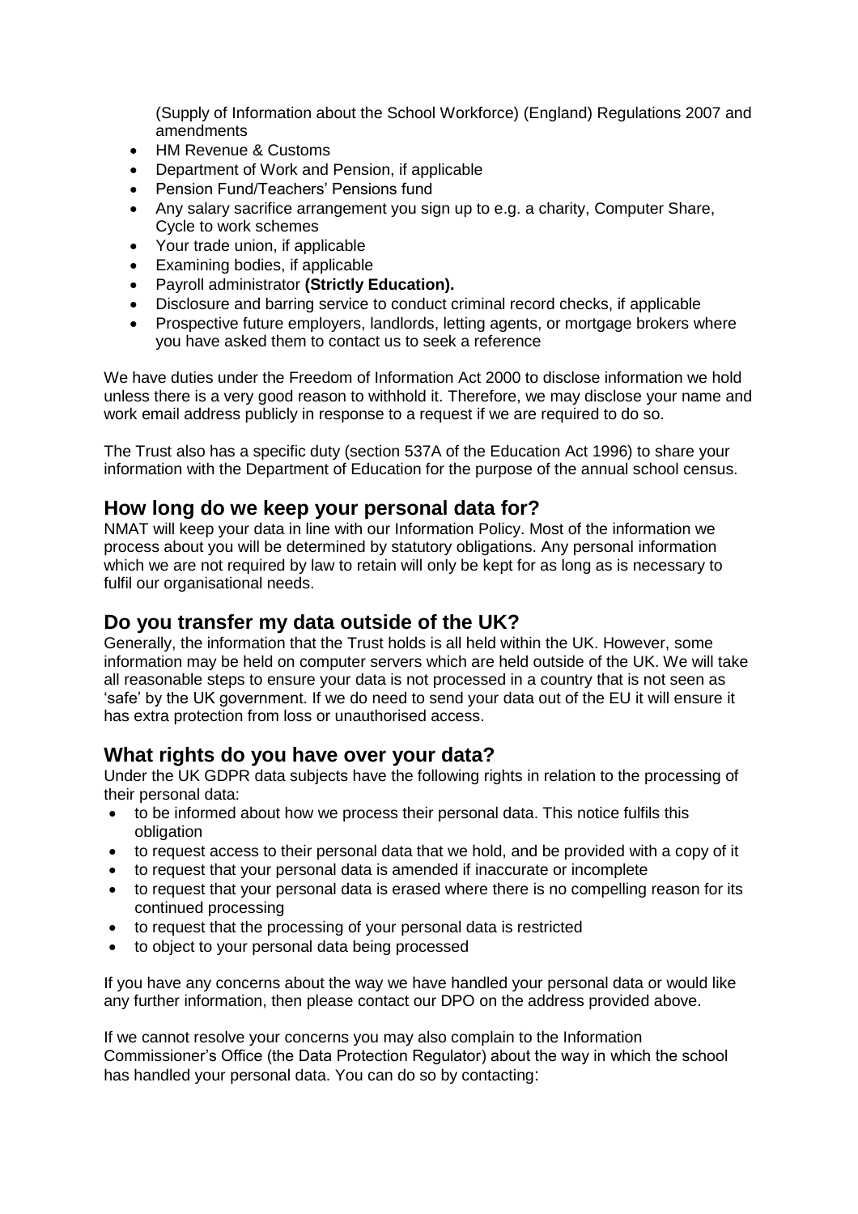(Supply of Information about the School Workforce) (England) Regulations 2007 and amendments

- HM Revenue & Customs
- Department of Work and Pension, if applicable
- Pension Fund/Teachers' Pensions fund
- Any salary sacrifice arrangement you sign up to e.g. a charity, Computer Share, Cycle to work schemes
- Your trade union, if applicable
- Examining bodies, if applicable
- Payroll administrator **(Strictly Education).**
- Disclosure and barring service to conduct criminal record checks, if applicable
- Prospective future employers, landlords, letting agents, or mortgage brokers where you have asked them to contact us to seek a reference

We have duties under the Freedom of Information Act 2000 to disclose information we hold unless there is a very good reason to withhold it. Therefore, we may disclose your name and work email address publicly in response to a request if we are required to do so.

The Trust also has a specific duty (section 537A of the Education Act 1996) to share your information with the Department of Education for the purpose of the annual school census.

## How long do we keep your personal data for?

NMAT will keep your data in line with our Information Policy. Most of the information we process about you will be determined by statutory obligations. Any personal information which we are not required by law to retain will only be kept for as long as is necessary to fulfil our organisational needs.

## Do you transfer my data outside of the UK?

Generally, the information that the Trust holds is all held within the UK. However, some information may be held on computer servers which are held outside of the UK. We will take all reasonable steps to ensure your data is not processed in a country that is not seen as 'safe' by the UK government. If we do need to send your data out of the EU it will ensure it has extra protection from loss or unauthorised access.

## What rights do you have over your data?

Under the UK GDPR data subjects have the following rights in relation to the processing of their personal data:

- to be informed about how we process their personal data. This notice fulfils this obligation
- to request access to their personal data that we hold, and be provided with a copy of it
- to request that your personal data is amended if inaccurate or incomplete
- to request that your personal data is erased where there is no compelling reason for its continued processing
- to request that the processing of your personal data is restricted
- to object to your personal data being processed

If you have any concerns about the way we have handled your personal data or would like any further information, then please contact our DPO on the address provided above.

If we cannot resolve your concerns you may also complain to the Information Commissioner's Office (the Data Protection Regulator) about the way in which the school has handled your personal data. You can do so by contacting: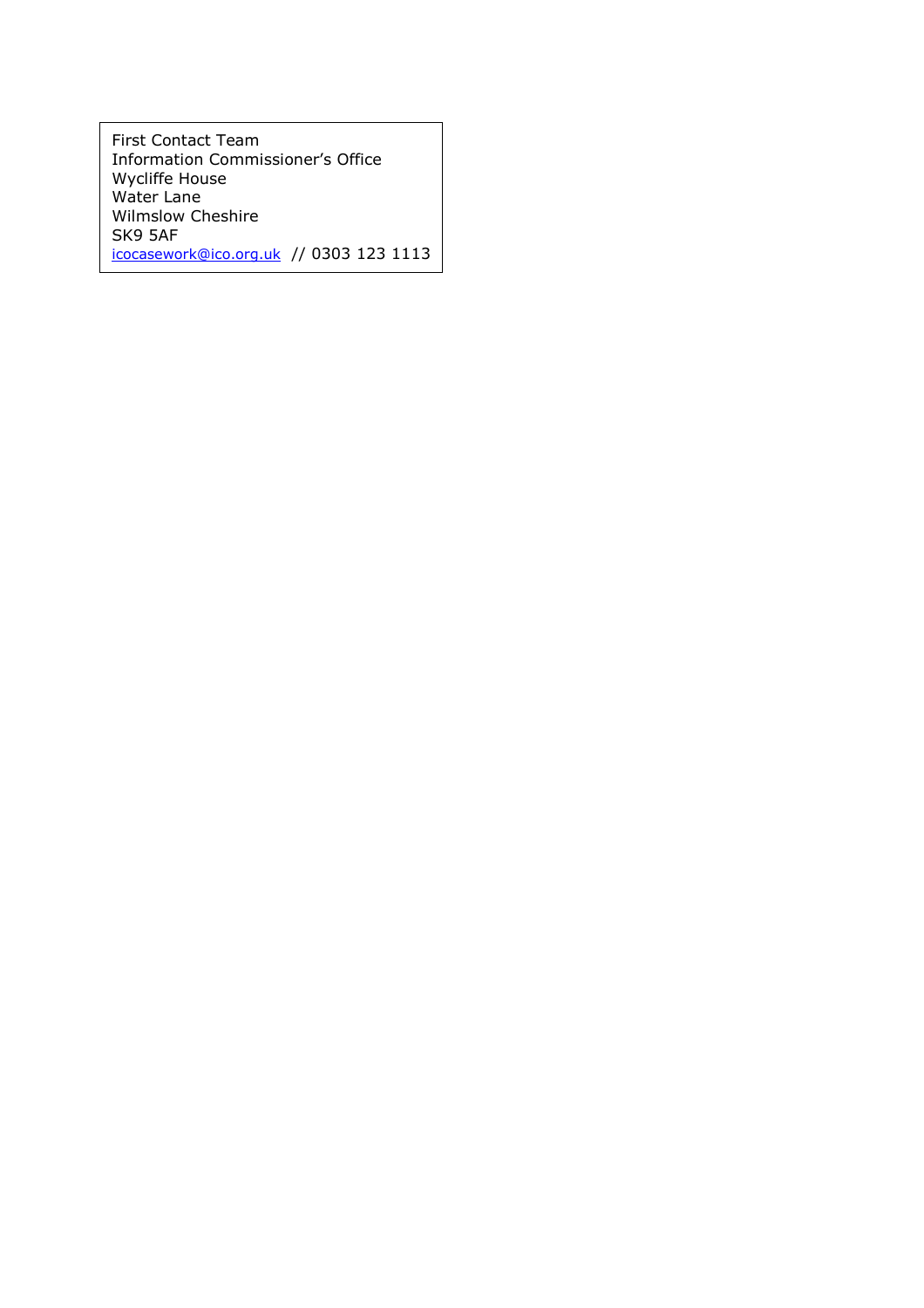First Contact Team
Information Commissioner's Office
Wycliffe House
Water Lane
Wilmslow Cheshire
SK9 5AF
icocasework@ico.org.uk // 0303 123 1113